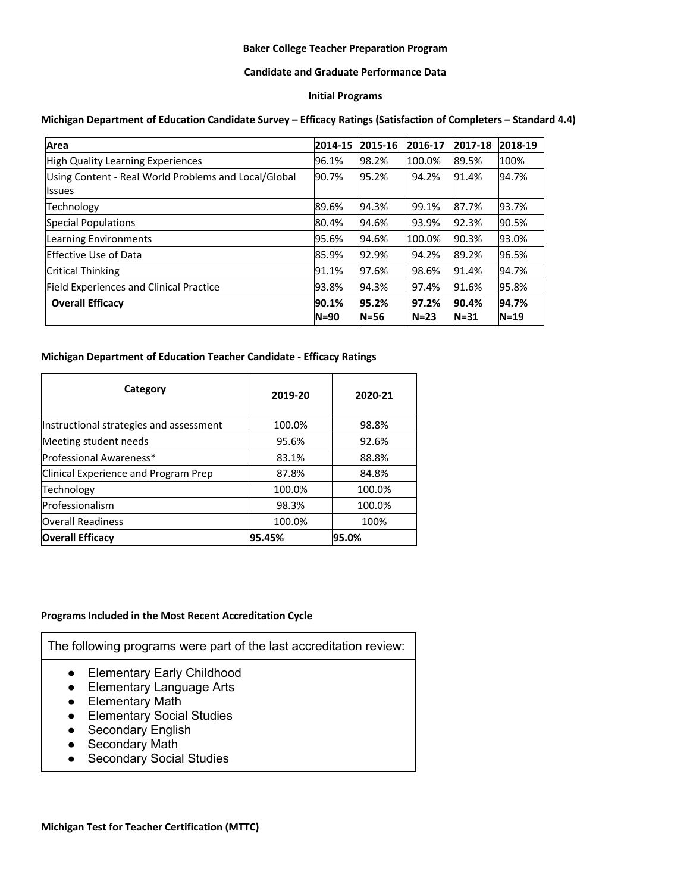**Baker College Teacher Preparation Program**

**Candidate and Graduate Performance Data**

**Initial Programs**

**Michigan Department of Education Candidate Survey – Efficacy Ratings (Satisfaction of Completers – Standard 4.4)**

| Area | 2014-15 | 2015-16 | 2016-17 | 2017-18 | 2018-19 |
|---|---|---|---|---|---|
| High Quality Learning Experiences | 96.1% | 98.2% | 100.0% | 89.5% | 100% |
| Using Content - Real World Problems and Local/Global Issues | 90.7% | 95.2% | 94.2% | 91.4% | 94.7% |
| Technology | 89.6% | 94.3% | 99.1% | 87.7% | 93.7% |
| Special Populations | 80.4% | 94.6% | 93.9% | 92.3% | 90.5% |
| Learning Environments | 95.6% | 94.6% | 100.0% | 90.3% | 93.0% |
| Effective Use of Data | 85.9% | 92.9% | 94.2% | 89.2% | 96.5% |
| Critical Thinking | 91.1% | 97.6% | 98.6% | 91.4% | 94.7% |
| Field Experiences and Clinical Practice | 93.8% | 94.3% | 97.4% | 91.6% | 95.8% |
| **Overall Efficacy** | **90.1% N=90** | **95.2% N=56** | **97.2% N=23** | **90.4% N=31** | **94.7% N=19** |

**Michigan Department of Education Teacher Candidate - Efficacy Ratings**

| Category | 2019-20 | 2020-21 |
|---|---|---|
| Instructional strategies and assessment | 100.0% | 98.8% |
| Meeting student needs | 95.6% | 92.6% |
| Professional Awareness* | 83.1% | 88.8% |
| Clinical Experience and Program Prep | 87.8% | 84.8% |
| Technology | 100.0% | 100.0% |
| Professionalism | 98.3% | 100.0% |
| Overall Readiness | 100.0% | 100% |
| **Overall Efficacy** | **95.45%** | **95.0%** |

**Programs Included in the Most Recent Accreditation Cycle**

The following programs were part of the last accreditation review:

- Elementary Early Childhood
- Elementary Language Arts
- Elementary Math
- Elementary Social Studies
- Secondary English
- Secondary Math
- Secondary Social Studies

**Michigan Test for Teacher Certification (MTTC)**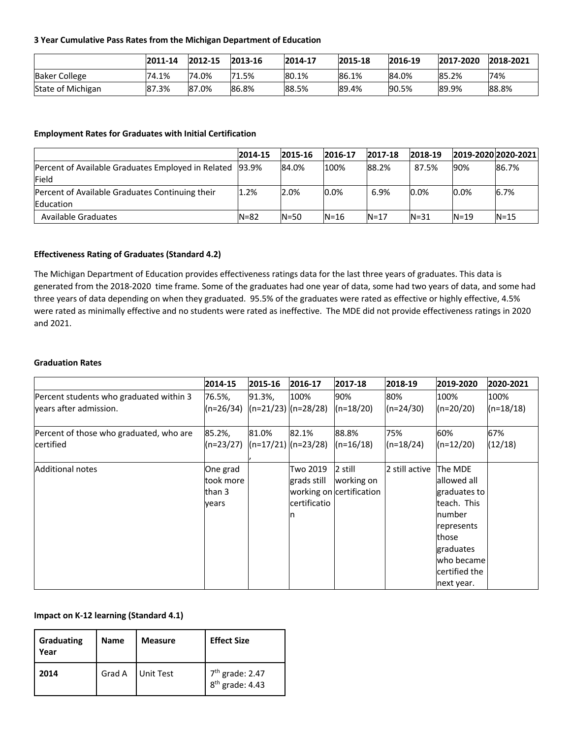**3 Year Cumulative Pass Rates from the Michigan Department of Education**

| | 2011-14 | 2012-15 | 2013-16 | 2014-17 | 2015-18 | 2016-19 | 2017-2020 | 2018-2021 |
|---|---|---|---|---|---|---|---|---|
| Baker College | 74.1% | 74.0% | 71.5% | 80.1% | 86.1% | 84.0% | 85.2% | 74% |
| State of Michigan | 87.3% | 87.0% | 86.8% | 88.5% | 89.4% | 90.5% | 89.9% | 88.8% |

**Employment Rates for Graduates with Initial Certification**

| | 2014-15 | 2015-16 | 2016-17 | 2017-18 | 2018-19 | 2019-2020 | 2020-2021 |
|---|---|---|---|---|---|---|---|
| Percent of Available Graduates Employed in Related Field | 93.9% | 84.0% | 100% | 88.2% | 87.5% | 90% | 86.7% |
| Percent of Available Graduates Continuing their Education | 1.2% | 2.0% | 0.0% | 6.9% | 0.0% | 0.0% | 6.7% |
| Available Graduates | N=82 | N=50 | N=16 | N=17 | N=31 | N=19 | N=15 |

**Effectiveness Rating of Graduates (Standard 4.2)**

The Michigan Department of Education provides effectiveness ratings data for the last three years of graduates. This data is generated from the 2018-2020 time frame. Some of the graduates had one year of data, some had two years of data, and some had three years of data depending on when they graduated. 95.5% of the graduates were rated as effective or highly effective, 4.5% were rated as minimally effective and no students were rated as ineffective. The MDE did not provide effectiveness ratings in 2020 and 2021.

**Graduation Rates**

| | 2014-15 | 2015-16 | 2016-17 | 2017-18 | 2018-19 | 2019-2020 | 2020-2021 |
|---|---|---|---|---|---|---|---|
| Percent students who graduated within 3 years after admission. | 76.5%, (n=26/34) | 91.3%, (n=21/23) | 100% (n=28/28) | 90% (n=18/20) | 80% (n=24/30) | 100% (n=20/20) | 100% (n=18/18) |
| Percent of those who graduated, who are certified | 85.2%, (n=23/27) | 81.0% (n=17/21) , | 82.1% (n=23/28) | 88.8% (n=16/18) | 75% (n=18/24) | 60% (n=12/20) | 67% (12/18) |
| Additional notes | One grad took more than 3 years | | Two 2019 grads still working on certification | 2 still working on certification | 2 still active | The MDE allowed all graduates to teach. This number represents those graduates who became certified the next year. | |

**Impact on K-12 learning (Standard 4.1)**

| Graduating Year | Name | Measure | Effect Size |
|---|---|---|---|
| **2014** | Grad A | Unit Test | 7th grade: 2.47<br>8th grade: 4.43 |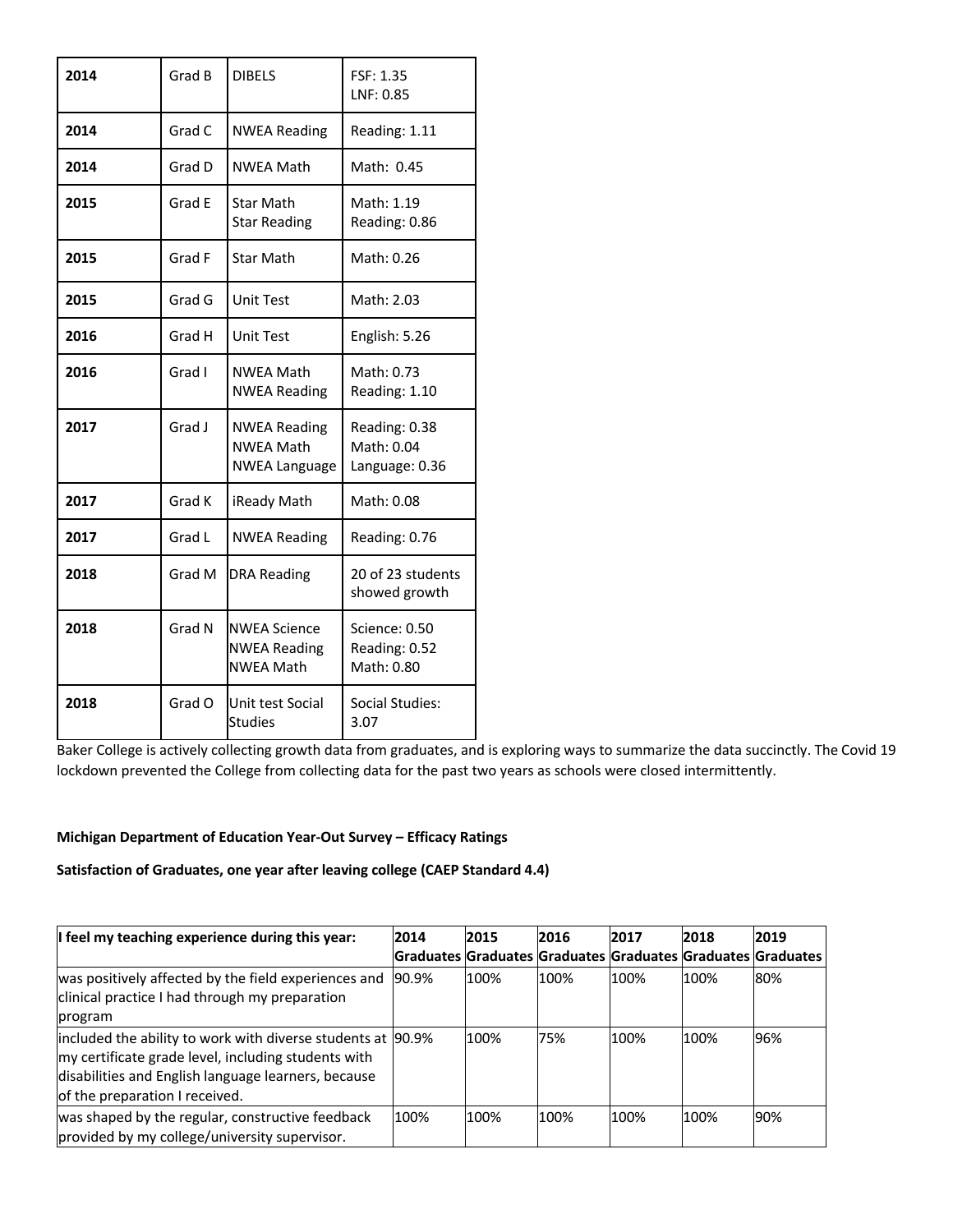| 2014 | Grad B | DIBELS | FSF: 1.35<br>LNF: 0.85 |
|---|---|---|---|
| 2014 | Grad C | NWEA Reading | Reading: 1.11 |
| 2014 | Grad D | NWEA Math | Math: 0.45 |
| 2015 | Grad E | Star Math<br>Star Reading | Math: 1.19<br>Reading: 0.86 |
| 2015 | Grad F | Star Math | Math: 0.26 |
| 2015 | Grad G | Unit Test | Math: 2.03 |
| 2016 | Grad H | Unit Test | English: 5.26 |
| 2016 | Grad I | NWEA Math<br>NWEA Reading | Math: 0.73<br>Reading: 1.10 |
| 2017 | Grad J | NWEA Reading<br>NWEA Math<br>NWEA Language | Reading: 0.38<br>Math: 0.04<br>Language: 0.36 |
| 2017 | Grad K | iReady Math | Math: 0.08 |
| 2017 | Grad L | NWEA Reading | Reading: 0.76 |
| 2018 | Grad M | DRA Reading | 20 of 23 students showed growth |
| 2018 | Grad N | NWEA Science<br>NWEA Reading<br>NWEA Math | Science: 0.50<br>Reading: 0.52<br>Math: 0.80 |
| 2018 | Grad O | Unit test Social Studies | Social Studies: 3.07 |

Baker College is actively collecting growth data from graduates, and is exploring ways to summarize the data succinctly. The Covid 19 lockdown prevented the College from collecting data for the past two years as schools were closed intermittently.

**Michigan Department of Education Year-Out Survey – Efficacy Ratings**

**Satisfaction of Graduates, one year after leaving college (CAEP Standard 4.4)**

| I feel my teaching experience during this year: | 2014 Graduates | 2015 Graduates | 2016 Graduates | 2017 Graduates | 2018 Graduates | 2019 Graduates |
|---|---|---|---|---|---|---|
| was positively affected by the field experiences and clinical practice I had through my preparation program | 90.9% | 100% | 100% | 100% | 100% | 80% |
| included the ability to work with diverse students at my certificate grade level, including students with disabilities and English language learners, because of the preparation I received. | 90.9% | 100% | 75% | 100% | 100% | 96% |
| was shaped by the regular, constructive feedback provided by my college/university supervisor. | 100% | 100% | 100% | 100% | 100% | 90% |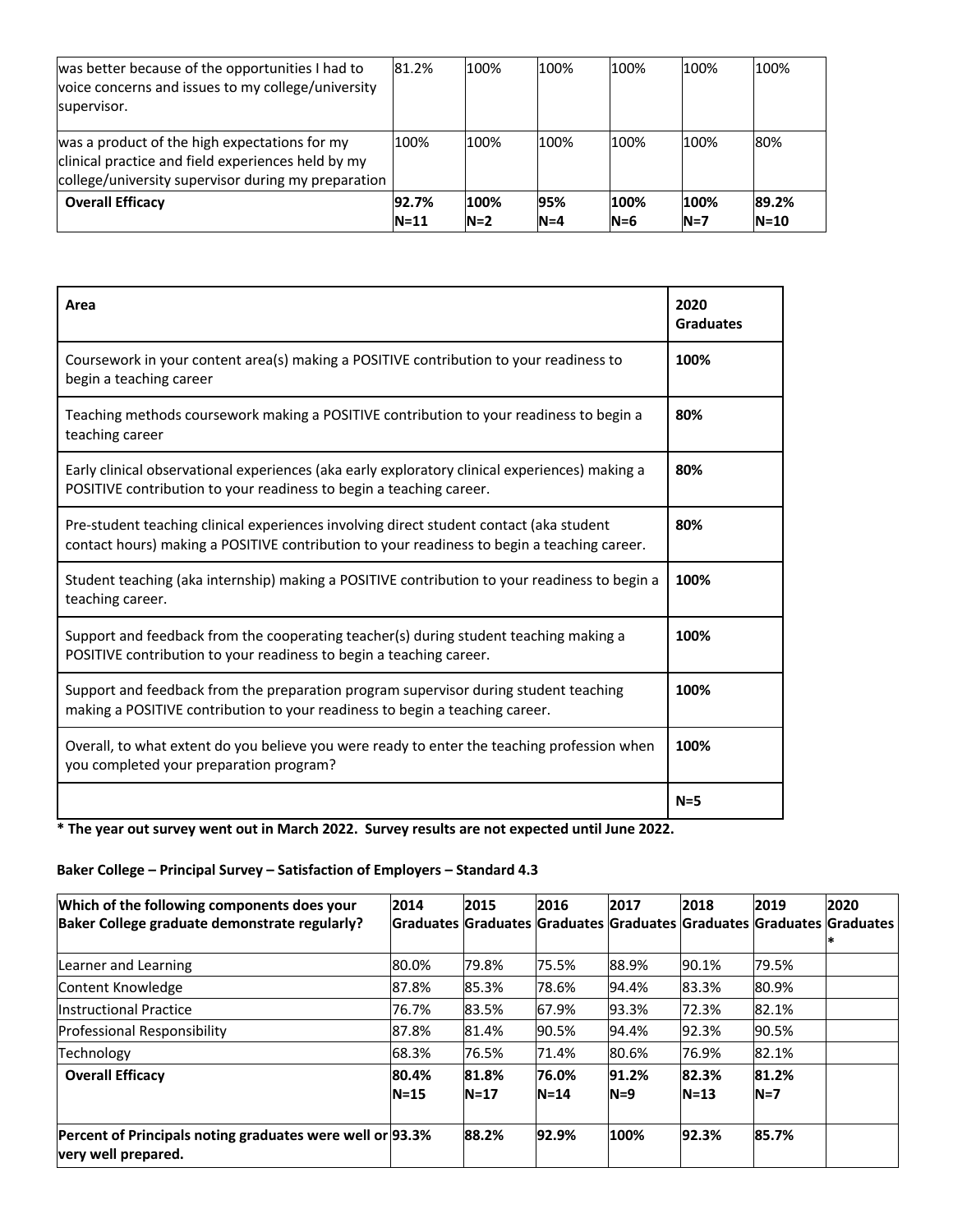| | | | | | | |
|---|---|---|---|---|---|---|
| was better because of the opportunities I had to voice concerns and issues to my college/university supervisor. | 81.2% | 100% | 100% | 100% | 100% | 100% |
| was a product of the high expectations for my clinical practice and field experiences held by my college/university supervisor during my preparation | 100% | 100% | 100% | 100% | 100% | 80% |
| **Overall Efficacy** | **92.7% N=11** | **100% N=2** | **95% N=4** | **100% N=6** | **100% N=7** | **89.2% N=10** |

| Area | 2020 Graduates |
|---|---|
| Coursework in your content area(s) making a POSITIVE contribution to your readiness to begin a teaching career | **100%** |
| Teaching methods coursework making a POSITIVE contribution to your readiness to begin a teaching career | **80%** |
| Early clinical observational experiences (aka early exploratory clinical experiences) making a POSITIVE contribution to your readiness to begin a teaching career. | **80%** |
| Pre-student teaching clinical experiences involving direct student contact (aka student contact hours) making a POSITIVE contribution to your readiness to begin a teaching career. | **80%** |
| Student teaching (aka internship) making a POSITIVE contribution to your readiness to begin a teaching career. | **100%** |
| Support and feedback from the cooperating teacher(s) during student teaching making a POSITIVE contribution to your readiness to begin a teaching career. | **100%** |
| Support and feedback from the preparation program supervisor during student teaching making a POSITIVE contribution to your readiness to begin a teaching career. | **100%** |
| Overall, to what extent do you believe you were ready to enter the teaching profession when you completed your preparation program? | **100%** |
| | **N=5** |

**\* The year out survey went out in March 2022. Survey results are not expected until June 2022.**

**Baker College – Principal Survey – Satisfaction of Employers – Standard 4.3**

| Which of the following components does your Baker College graduate demonstrate regularly? | 2014 Graduates | 2015 Graduates | 2016 Graduates | 2017 Graduates | 2018 Graduates | 2019 Graduates | 2020 Graduates * |
|---|---|---|---|---|---|---|---|
| Learner and Learning | 80.0% | 79.8% | 75.5% | 88.9% | 90.1% | 79.5% | |
| Content Knowledge | 87.8% | 85.3% | 78.6% | 94.4% | 83.3% | 80.9% | |
| Instructional Practice | 76.7% | 83.5% | 67.9% | 93.3% | 72.3% | 82.1% | |
| Professional Responsibility | 87.8% | 81.4% | 90.5% | 94.4% | 92.3% | 90.5% | |
| Technology | 68.3% | 76.5% | 71.4% | 80.6% | 76.9% | 82.1% | |
| **Overall Efficacy** | **80.4% N=15** | **81.8% N=17** | **76.0% N=14** | **91.2% N=9** | **82.3% N=13** | **81.2% N=7** | |
| **Percent of Principals noting graduates were well or very well prepared.** | **93.3%** | **88.2%** | **92.9%** | **100%** | **92.3%** | **85.7%** | |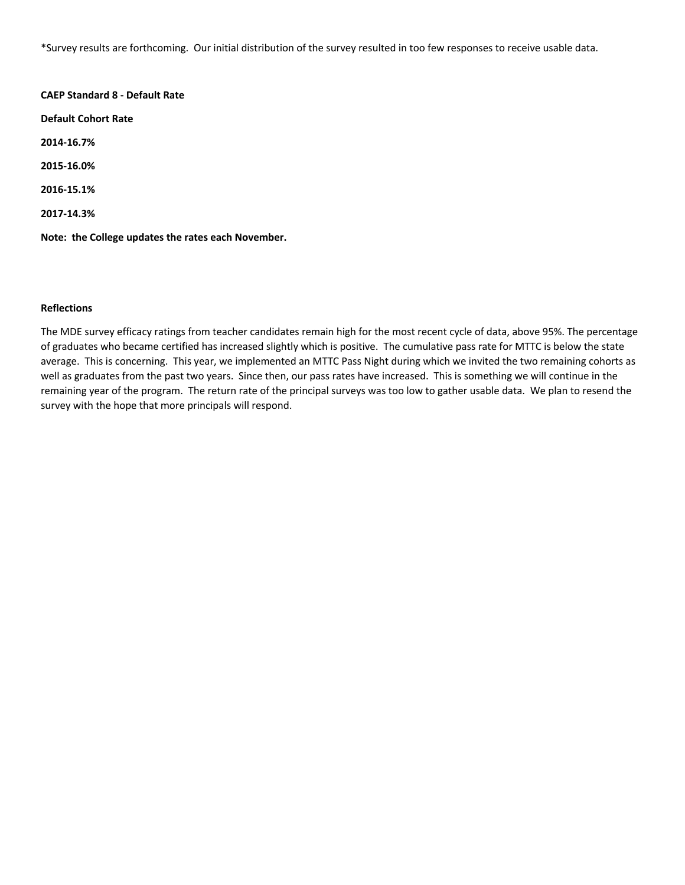*Survey results are forthcoming. Our initial distribution of the survey resulted in too few responses to receive usable data.

**CAEP Standard 8 - Default Rate**

**Default Cohort Rate**

**2014-16.7%**

**2015-16.0%**

**2016-15.1%**

**2017-14.3%**

**Note: the College updates the rates each November.**

**Reflections**

The MDE survey efficacy ratings from teacher candidates remain high for the most recent cycle of data, above 95%. The percentage of graduates who became certified has increased slightly which is positive. The cumulative pass rate for MTTC is below the state average. This is concerning. This year, we implemented an MTTC Pass Night during which we invited the two remaining cohorts as well as graduates from the past two years. Since then, our pass rates have increased. This is something we will continue in the remaining year of the program. The return rate of the principal surveys was too low to gather usable data. We plan to resend the survey with the hope that more principals will respond.